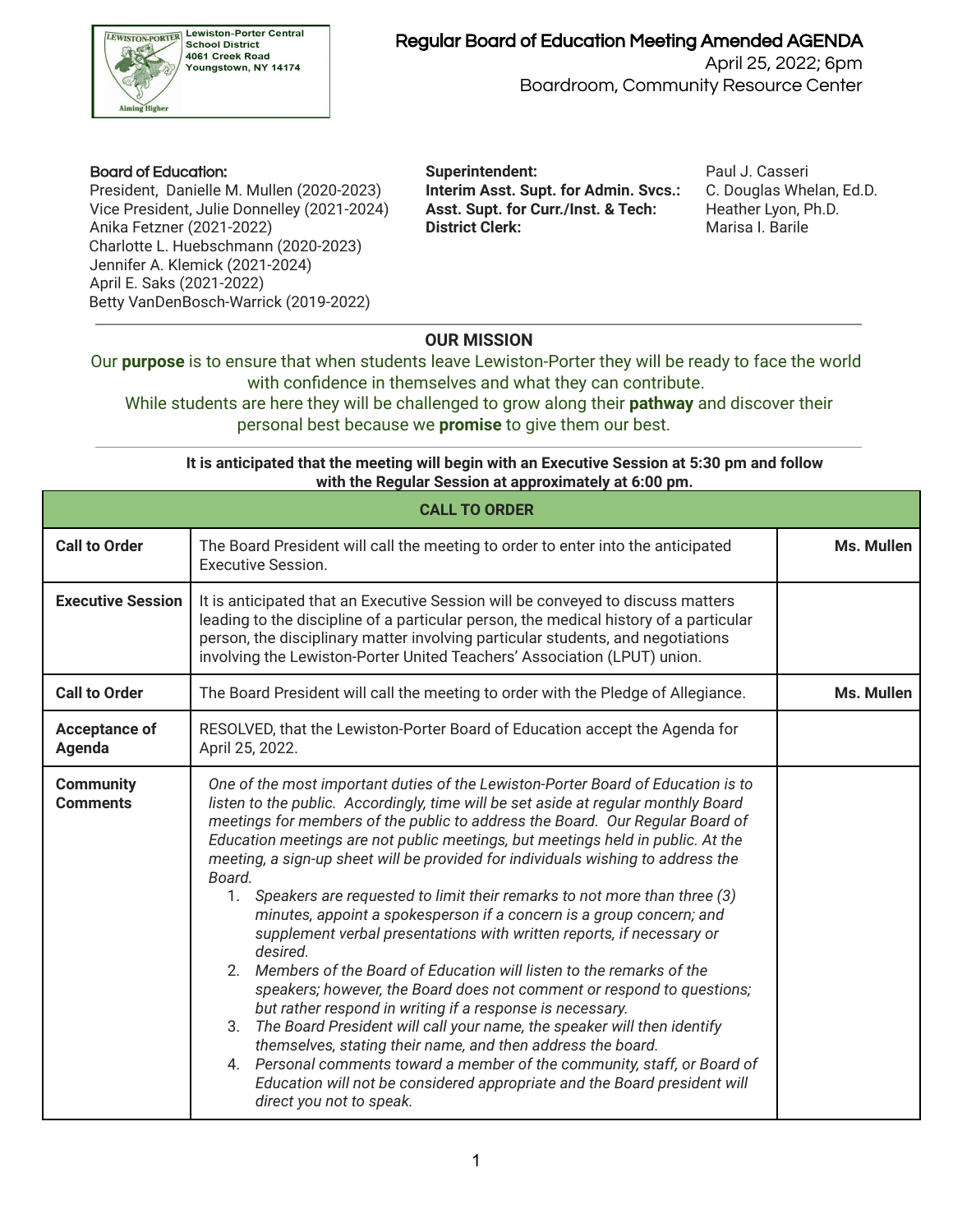Lewiston-Porter Central School District
4061 Creek Road
Youngstown, NY 14174

# Regular Board of Education Meeting Amended AGENDA

April 25, 2022; 6pm
Boardroom, Community Resource Center

**Board of Education:**
President, Danielle M. Mullen (2020-2023)
Vice President, Julie Donnelley (2021-2024)
Anika Fetzner (2021-2022)
Charlotte L. Huebschmann (2020-2023)
Jennifer A. Klemick (2021-2024)
April E. Saks (2021-2022)
Betty VanDenBosch-Warrick (2019-2022)

**Superintendent:** Paul J. Casseri
**Interim Asst. Supt. for Admin. Svcs.:** C. Douglas Whelan, Ed.D.
**Asst. Supt. for Curr./Inst. & Tech:** Heather Lyon, Ph.D.
**District Clerk:** Marisa I. Barile

---

## OUR MISSION

Our **purpose** is to ensure that when students leave Lewiston-Porter they will be ready to face the world with confidence in themselves and what they can contribute.
While students are here they will be challenged to grow along their **pathway** and discover their personal best because we **promise** to give them our best.

---

**It is anticipated that the meeting will begin with an Executive Session at 5:30 pm and follow with the Regular Session at approximately at 6:00 pm.**

| CALL TO ORDER | | |
|---|---|---|
| **Call to Order** | The Board President will call the meeting to order to enter into the anticipated Executive Session. | **Ms. Mullen** |
| **Executive Session** | It is anticipated that an Executive Session will be conveyed to discuss matters leading to the discipline of a particular person, the medical history of a particular person, the disciplinary matter involving particular students, and negotiations involving the Lewiston-Porter United Teachers' Association (LPUT) union. | |
| **Call to Order** | The Board President will call the meeting to order with the Pledge of Allegiance. | **Ms. Mullen** |
| **Acceptance of Agenda** | RESOLVED, that the Lewiston-Porter Board of Education accept the Agenda for April 25, 2022. | |
| **Community Comments** | *One of the most important duties of the Lewiston-Porter Board of Education is to listen to the public. Accordingly, time will be set aside at regular monthly Board meetings for members of the public to address the Board. Our Regular Board of Education meetings are not public meetings, but meetings held in public. At the meeting, a sign-up sheet will be provided for individuals wishing to address the Board.*<br>1. *Speakers are requested to limit their remarks to not more than three (3) minutes, appoint a spokesperson if a concern is a group concern; and supplement verbal presentations with written reports, if necessary or desired.*<br>2. *Members of the Board of Education will listen to the remarks of the speakers; however, the Board does not comment or respond to questions; but rather respond in writing if a response is necessary.*<br>3. *The Board President will call your name, the speaker will then identify themselves, stating their name, and then address the board.*<br>4. *Personal comments toward a member of the community, staff, or Board of Education will not be considered appropriate and the Board president will direct you not to speak.* | |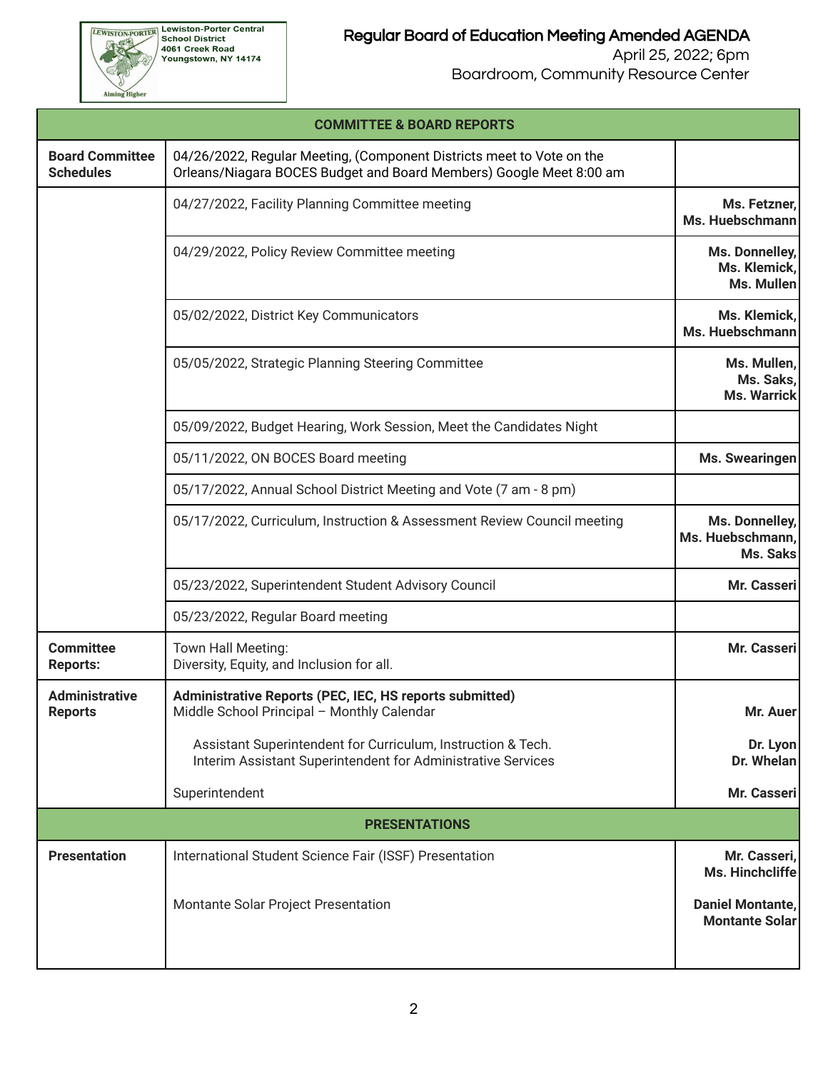# Regular Board of Education Meeting Amended AGENDA

April 25, 2022; 6pm
Boardroom, Community Resource Center

Lewiston-Porter Central School District
4061 Creek Road
Youngstown, NY 14174

| COMMITTEE & BOARD REPORTS | | |
|---|---|---|
| **Board Committee Schedules** | 04/26/2022, Regular Meeting, (Component Districts meet to Vote on the Orleans/Niagara BOCES Budget and Board Members) Google Meet 8:00 am | |
| | 04/27/2022, Facility Planning Committee meeting | **Ms. Fetzner, Ms. Huebschmann** |
| | 04/29/2022, Policy Review Committee meeting | **Ms. Donnelley, Ms. Klemick, Ms. Mullen** |
| | 05/02/2022, District Key Communicators | **Ms. Klemick, Ms. Huebschmann** |
| | 05/05/2022, Strategic Planning Steering Committee | **Ms. Mullen, Ms. Saks, Ms. Warrick** |
| | 05/09/2022, Budget Hearing, Work Session, Meet the Candidates Night | |
| | 05/11/2022, ON BOCES Board meeting | **Ms. Swearingen** |
| | 05/17/2022, Annual School District Meeting and Vote (7 am - 8 pm) | |
| | 05/17/2022, Curriculum, Instruction & Assessment Review Council meeting | **Ms. Donnelley, Ms. Huebschmann, Ms. Saks** |
| | 05/23/2022, Superintendent Student Advisory Council | **Mr. Casseri** |
| | 05/23/2022, Regular Board meeting | |
| **Committee Reports:** | Town Hall Meeting: Diversity, Equity, and Inclusion for all. | **Mr. Casseri** |
| **Administrative Reports** | **Administrative Reports (PEC, IEC, HS reports submitted)** Middle School Principal – Monthly Calendar | **Mr. Auer** |
| | Assistant Superintendent for Curriculum, Instruction & Tech. | **Dr. Lyon** |
| | Interim Assistant Superintendent for Administrative Services | **Dr. Whelan** |
| | Superintendent | **Mr. Casseri** |
| **PRESENTATIONS** | | |
| **Presentation** | International Student Science Fair (ISSF) Presentation | **Mr. Casseri, Ms. Hinchcliffe** |
| | Montante Solar Project Presentation | **Daniel Montante, Montante Solar** |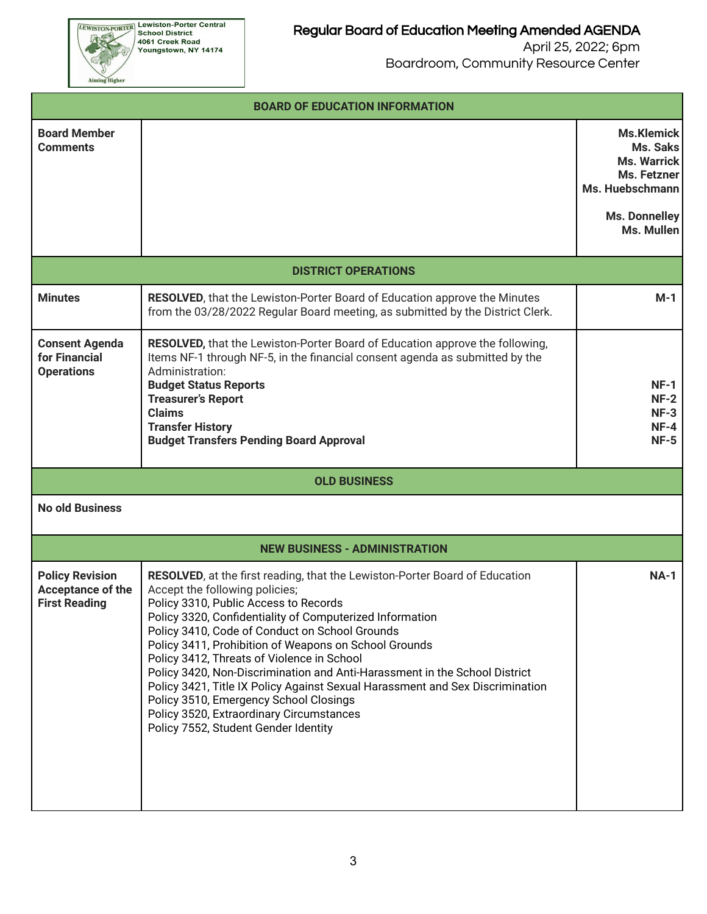Lewiston-Porter Central School District
4061 Creek Road
Youngstown, NY 14174

# Regular Board of Education Meeting Amended AGENDA

April 25, 2022; 6pm
Boardroom, Community Resource Center

| | | |
|---|---|---|
| **BOARD OF EDUCATION INFORMATION** | | |
| **Board Member Comments** | | **Ms.Klemick**<br>**Ms. Saks**<br>**Ms. Warrick**<br>**Ms. Fetzner**<br>**Ms. Huebschmann**<br><br>**Ms. Donnelley**<br>**Ms. Mullen** |
| **DISTRICT OPERATIONS** | | |
| **Minutes** | **RESOLVED**, that the Lewiston-Porter Board of Education approve the Minutes from the 03/28/2022 Regular Board meeting, as submitted by the District Clerk. | **M-1** |
| **Consent Agenda for Financial Operations** | **RESOLVED,** that the Lewiston-Porter Board of Education approve the following, Items NF-1 through NF-5, in the financial consent agenda as submitted by the Administration:<br>**Budget Status Reports**<br>**Treasurer's Report**<br>**Claims**<br>**Transfer History**<br>**Budget Transfers Pending Board Approval** | <br><br><br>**NF-1**<br>**NF-2**<br>**NF-3**<br>**NF-4**<br>**NF-5** |
| **OLD BUSINESS** | | |
| **No old Business** | | |
| **NEW BUSINESS - ADMINISTRATION** | | |
| **Policy Revision Acceptance of the First Reading** | **RESOLVED**, at the first reading, that the Lewiston-Porter Board of Education Accept the following policies;<br>Policy 3310, Public Access to Records<br>Policy 3320, Confidentiality of Computerized Information<br>Policy 3410, Code of Conduct on School Grounds<br>Policy 3411, Prohibition of Weapons on School Grounds<br>Policy 3412, Threats of Violence in School<br>Policy 3420, Non-Discrimination and Anti-Harassment in the School District<br>Policy 3421, Title IX Policy Against Sexual Harassment and Sex Discrimination<br>Policy 3510, Emergency School Closings<br>Policy 3520, Extraordinary Circumstances<br>Policy 7552, Student Gender Identity | **NA-1** |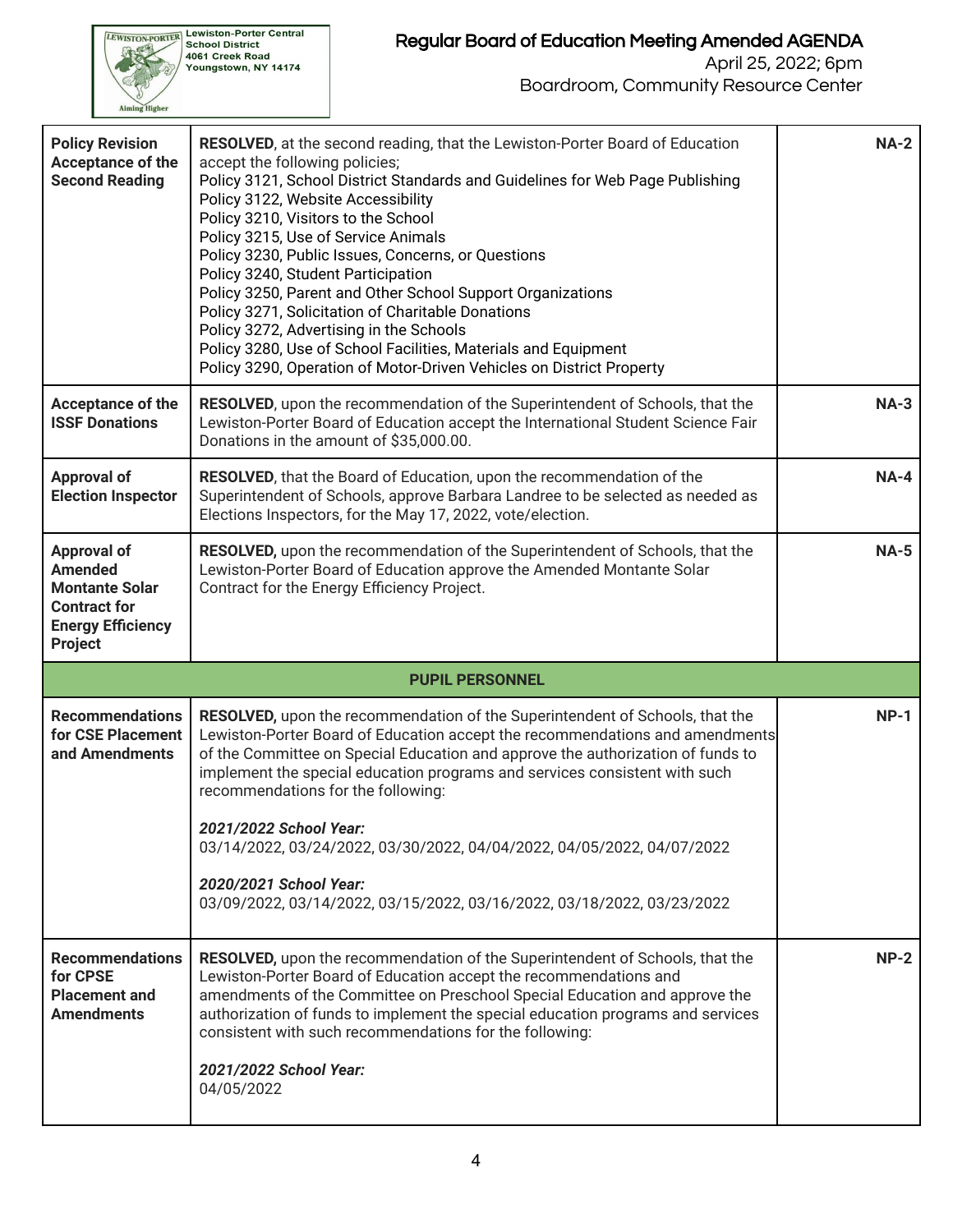| | | |
|---|---|---|
| **Policy Revision Acceptance of the Second Reading** | **RESOLVED**, at the second reading, that the Lewiston-Porter Board of Education accept the following policies;<br>Policy 3121, School District Standards and Guidelines for Web Page Publishing<br>Policy 3122, Website Accessibility<br>Policy 3210, Visitors to the School<br>Policy 3215, Use of Service Animals<br>Policy 3230, Public Issues, Concerns, or Questions<br>Policy 3240, Student Participation<br>Policy 3250, Parent and Other School Support Organizations<br>Policy 3271, Solicitation of Charitable Donations<br>Policy 3272, Advertising in the Schools<br>Policy 3280, Use of School Facilities, Materials and Equipment<br>Policy 3290, Operation of Motor-Driven Vehicles on District Property | **NA-2** |
| **Acceptance of the ISSF Donations** | **RESOLVED**, upon the recommendation of the Superintendent of Schools, that the Lewiston-Porter Board of Education accept the International Student Science Fair Donations in the amount of $35,000.00. | **NA-3** |
| **Approval of Election Inspector** | **RESOLVED**, that the Board of Education, upon the recommendation of the Superintendent of Schools, approve Barbara Landree to be selected as needed as Elections Inspectors, for the May 17, 2022, vote/election. | **NA-4** |
| **Approval of Amended Montante Solar Contract for Energy Efficiency Project** | **RESOLVED,** upon the recommendation of the Superintendent of Schools, that the Lewiston-Porter Board of Education approve the Amended Montante Solar Contract for the Energy Efficiency Project. | **NA-5** |
| | **PUPIL PERSONNEL** | |
| **Recommendations for CSE Placement and Amendments** | **RESOLVED,** upon the recommendation of the Superintendent of Schools, that the Lewiston-Porter Board of Education accept the recommendations and amendments of the Committee on Special Education and approve the authorization of funds to implement the special education programs and services consistent with such recommendations for the following:<br><br>***2021/2022 School Year:***<br>03/14/2022, 03/24/2022, 03/30/2022, 04/04/2022, 04/05/2022, 04/07/2022<br><br>***2020/2021 School Year:***<br>03/09/2022, 03/14/2022, 03/15/2022, 03/16/2022, 03/18/2022, 03/23/2022 | **NP-1** |
| **Recommendations for CPSE Placement and Amendments** | **RESOLVED,** upon the recommendation of the Superintendent of Schools, that the Lewiston-Porter Board of Education accept the recommendations and amendments of the Committee on Preschool Special Education and approve the authorization of funds to implement the special education programs and services consistent with such recommendations for the following:<br><br>***2021/2022 School Year:***<br>04/05/2022 | **NP-2** |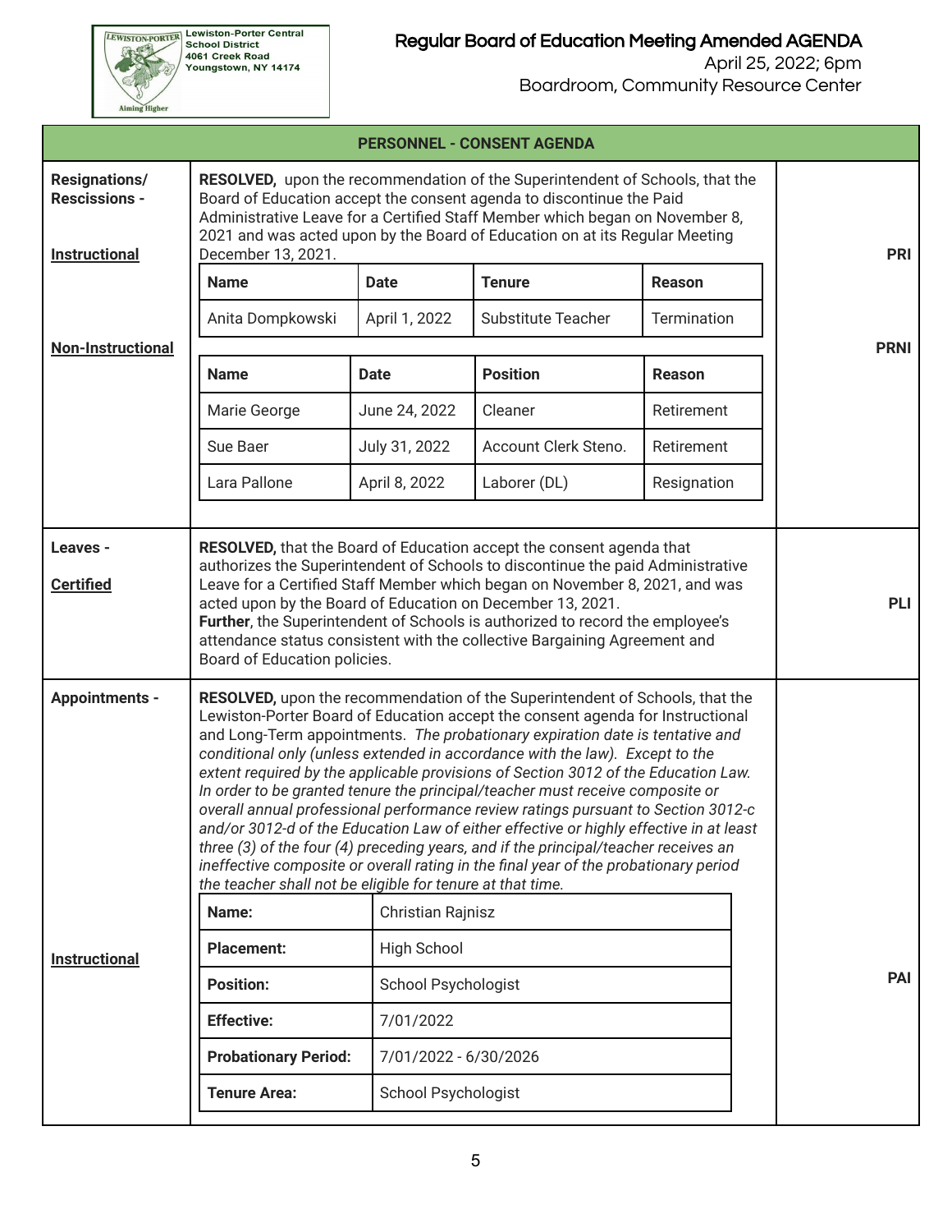## PERSONNEL - CONSENT AGENDA

**Resignations/ Rescissions -**

**Instructional** — PRI

**RESOLVED,** upon the recommendation of the Superintendent of Schools, that the Board of Education accept the consent agenda to discontinue the Paid Administrative Leave for a Certified Staff Member which began on November 8, 2021 and was acted upon by the Board of Education on at its Regular Meeting December 13, 2021.

| Name | Date | Tenure | Reason |
|---|---|---|---|
| Anita Dompkowski | April 1, 2022 | Substitute Teacher | Termination |

**Non-Instructional** — PRNI

| Name | Date | Position | Reason |
|---|---|---|---|
| Marie George | June 24, 2022 | Cleaner | Retirement |
| Sue Baer | July 31, 2022 | Account Clerk Steno. | Retirement |
| Lara Pallone | April 8, 2022 | Laborer (DL) | Resignation |

**Leaves -**

**Certified** — PLI

**RESOLVED,** that the Board of Education accept the consent agenda that authorizes the Superintendent of Schools to discontinue the paid Administrative Leave for a Certified Staff Member which began on November 8, 2021, and was acted upon by the Board of Education on December 13, 2021.
**Further**, the Superintendent of Schools is authorized to record the employee's attendance status consistent with the collective Bargaining Agreement and Board of Education policies.

**Appointments -**

**Instructional** — PAI

**RESOLVED,** upon the recommendation of the Superintendent of Schools, that the Lewiston-Porter Board of Education accept the consent agenda for Instructional and Long-Term appointments. *The probationary expiration date is tentative and conditional only (unless extended in accordance with the law). Except to the extent required by the applicable provisions of Section 3012 of the Education Law. In order to be granted tenure the principal/teacher must receive composite or overall annual professional performance review ratings pursuant to Section 3012-c and/or 3012-d of the Education Law of either effective or highly effective in at least three (3) of the four (4) preceding years, and if the principal/teacher receives an ineffective composite or overall rating in the final year of the probationary period the teacher shall not be eligible for tenure at that time.*

| | |
|---|---|
| **Name:** | Christian Rajnisz |
| **Placement:** | High School |
| **Position:** | School Psychologist |
| **Effective:** | 7/01/2022 |
| **Probationary Period:** | 7/01/2022 - 6/30/2026 |
| **Tenure Area:** | School Psychologist |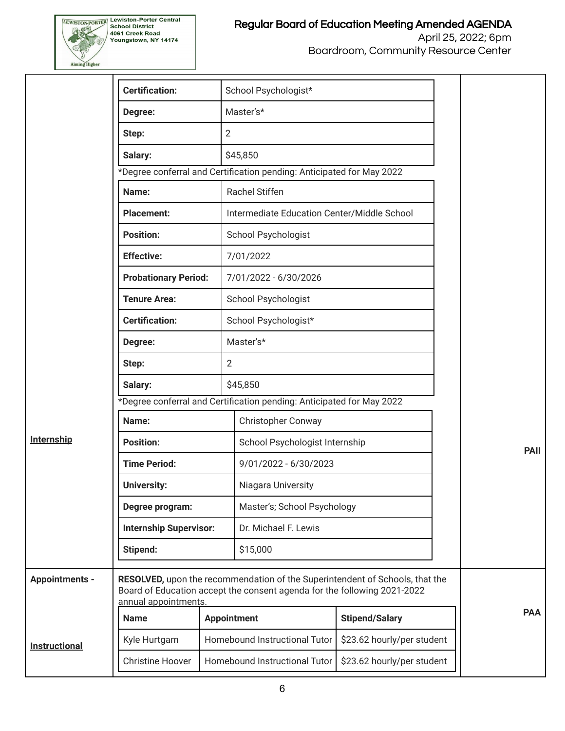| | |
|---|---|
| **Certification:** | School Psychologist* |
| **Degree:** | Master's* |
| **Step:** | 2 |
| **Salary:** | $45,850 |

*Degree conferral and Certification pending: Anticipated for May 2022

| | |
|---|---|
| **Name:** | Rachel Stiffen |
| **Placement:** | Intermediate Education Center/Middle School |
| **Position:** | School Psychologist |
| **Effective:** | 7/01/2022 |
| **Probationary Period:** | 7/01/2022 - 6/30/2026 |
| **Tenure Area:** | School Psychologist |
| **Certification:** | School Psychologist* |
| **Degree:** | Master's* |
| **Step:** | 2 |
| **Salary:** | $45,850 |

*Degree conferral and Certification pending: Anticipated for May 2022

**Internship** — **PAII**

| | |
|---|---|
| **Name:** | Christopher Conway |
| **Position:** | School Psychologist Internship |
| **Time Period:** | 9/01/2022 - 6/30/2023 |
| **University:** | Niagara University |
| **Degree program:** | Master's; School Psychology |
| **Internship Supervisor:** | Dr. Michael F. Lewis |
| **Stipend:** | $15,000 |

**Appointments -**

**Instructional** — **PAA**

**RESOLVED,** upon the recommendation of the Superintendent of Schools, that the Board of Education accept the consent agenda for the following 2021-2022 annual appointments.

| Name | Appointment | Stipend/Salary |
|---|---|---|
| Kyle Hurtgam | Homebound Instructional Tutor | $23.62 hourly/per student |
| Christine Hoover | Homebound Instructional Tutor | $23.62 hourly/per student |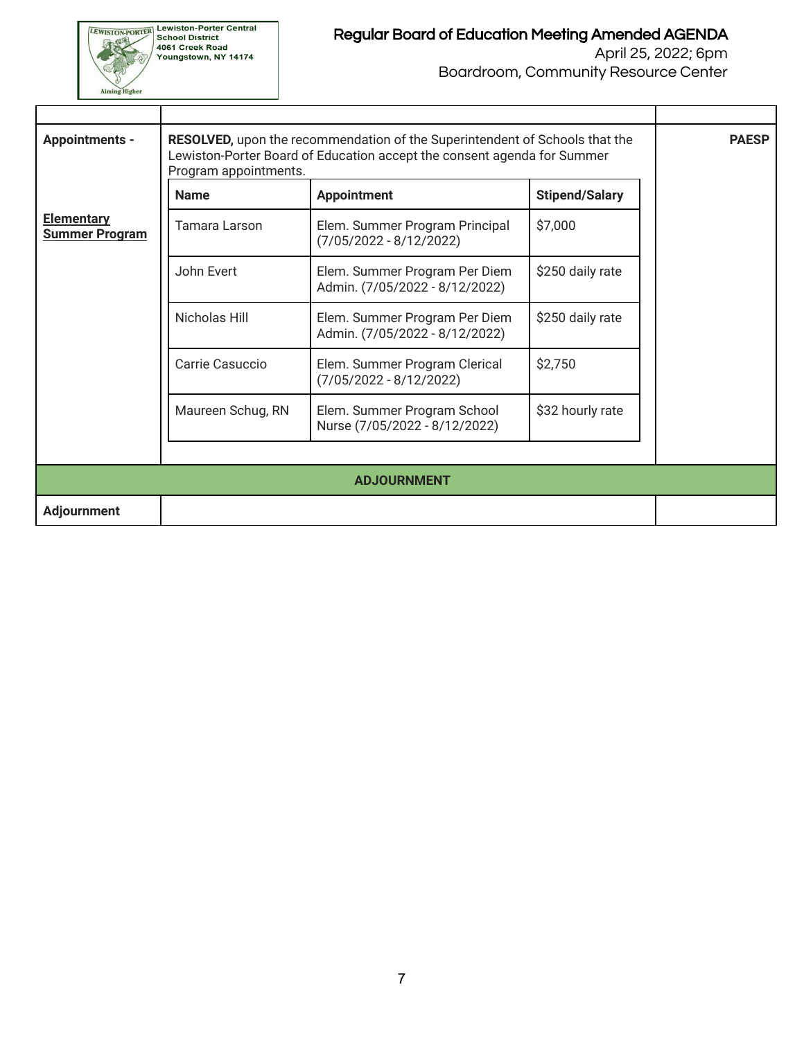| | | |
|---|---|---|
| **Appointments -**<br><br>**Elementary Summer Program** | **RESOLVED,** upon the recommendation of the Superintendent of Schools that the Lewiston-Porter Board of Education accept the consent agenda for Summer Program appointments. | **PAESP** |

| **Name** | **Appointment** | **Stipend/Salary** |
|---|---|---|
| Tamara Larson | Elem. Summer Program Principal (7/05/2022 - 8/12/2022) | $7,000 |
| John Evert | Elem. Summer Program Per Diem Admin. (7/05/2022 - 8/12/2022) | $250 daily rate |
| Nicholas Hill | Elem. Summer Program Per Diem Admin. (7/05/2022 - 8/12/2022) | $250 daily rate |
| Carrie Casuccio | Elem. Summer Program Clerical (7/05/2022 - 8/12/2022) | $2,750 |
| Maureen Schug, RN | Elem. Summer Program School Nurse (7/05/2022 - 8/12/2022) | $32 hourly rate |

**ADJOURNMENT**

| | | |
|---|---|---|
| **Adjournment** | | |